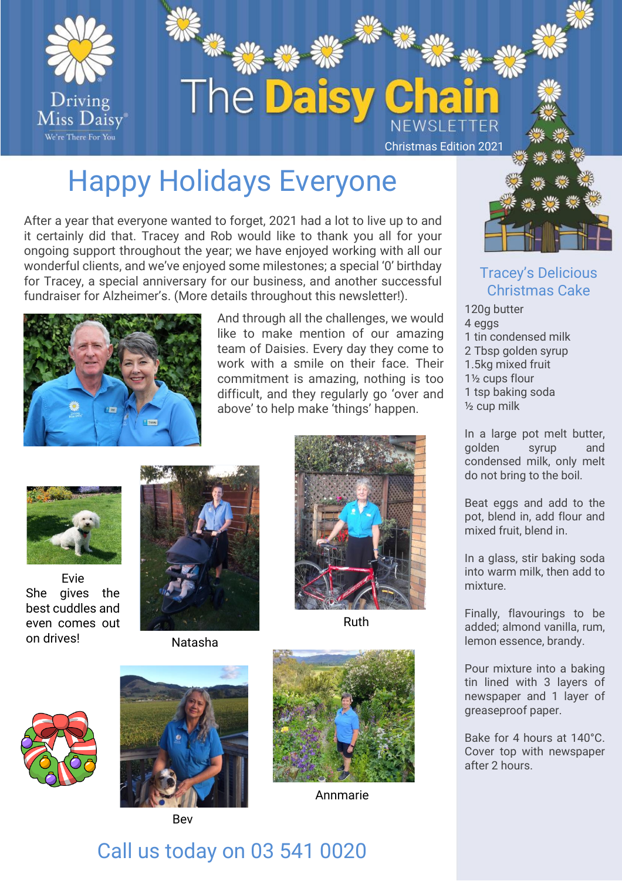# The Daisy Chain NEWSLETTER

Christmas Edition 2021

## Happy Holidays Everyone

After a year that everyone wanted to forget, 2021 had a lot to live up to and it certainly did that. Tracey and Rob would like to thank you all for your ongoing support throughout the year; we have enjoyed working with all our wonderful clients, and we've enjoyed some milestones; a special '0' birthday for Tracey, a special anniversary for our business, and another successful fundraiser for Alzheimer's. (More details throughout this newsletter!).

And through all the challenges, we would like to make mention of our amazing team of Daisies. Every day they come to work with a smile on their face. Their commitment is amazing, nothing is too difficult, and they regularly go 'over and above' to help make 'things' happen.

Evie
She gives the best cuddles and even comes out on drives!

Natasha

Ruth

Bev

Annmarie

## Tracey's Delicious Christmas Cake

- 120g butter
- 4 eggs
- 1 tin condensed milk
- 2 Tbsp golden syrup
- 1.5kg mixed fruit
- 1½ cups flour
- 1 tsp baking soda
- ½ cup milk

In a large pot melt butter, golden syrup and condensed milk, only melt do not bring to the boil.

Beat eggs and add to the pot, blend in, add flour and mixed fruit, blend in.

In a glass, stir baking soda into warm milk, then add to mixture.

Finally, flavourings to be added; almond vanilla, rum, lemon essence, brandy.

Pour mixture into a baking tin lined with 3 layers of newspaper and 1 layer of greaseproof paper.

Bake for 4 hours at 140°C. Cover top with newspaper after 2 hours.

Call us today on 03 541 0020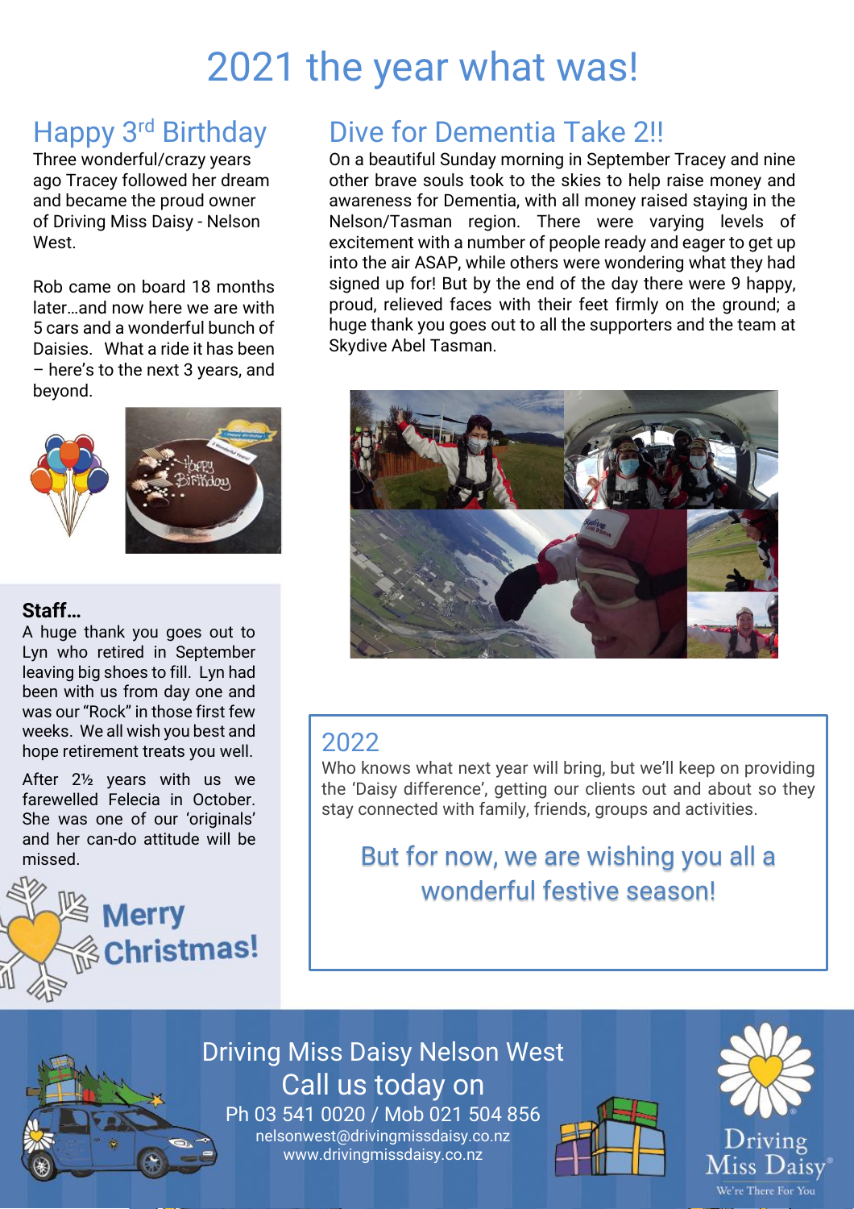# 2021 the year what was!

## Happy 3rd Birthday

Three wonderful/crazy years ago Tracey followed her dream and became the proud owner of Driving Miss Daisy - Nelson West.

Rob came on board 18 months later…and now here we are with 5 cars and a wonderful bunch of Daisies. What a ride it has been – here's to the next 3 years, and beyond.

**Staff…**

A huge thank you goes out to Lyn who retired in September leaving big shoes to fill. Lyn had been with us from day one and was our "Rock" in those first few weeks. We all wish you best and hope retirement treats you well.

After 2½ years with us we farewelled Felecia in October. She was one of our 'originals' and her can-do attitude will be missed.

**Merry Christmas!**

## Dive for Dementia Take 2!!

On a beautiful Sunday morning in September Tracey and nine other brave souls took to the skies to help raise money and awareness for Dementia, with all money raised staying in the Nelson/Tasman region. There were varying levels of excitement with a number of people ready and eager to get up into the air ASAP, while others were wondering what they had signed up for! But by the end of the day there were 9 happy, proud, relieved faces with their feet firmly on the ground; a huge thank you goes out to all the supporters and the team at Skydive Abel Tasman.

## 2022

Who knows what next year will bring, but we'll keep on providing the 'Daisy difference', getting our clients out and about so they stay connected with family, friends, groups and activities.

But for now, we are wishing you all a wonderful festive season!

Driving Miss Daisy Nelson West
Call us today on
Ph 03 541 0020 / Mob 021 504 856
nelsonwest@drivingmissdaisy.co.nz
www.drivingmissdaisy.co.nz

Driving Miss Daisy®
We're There For You